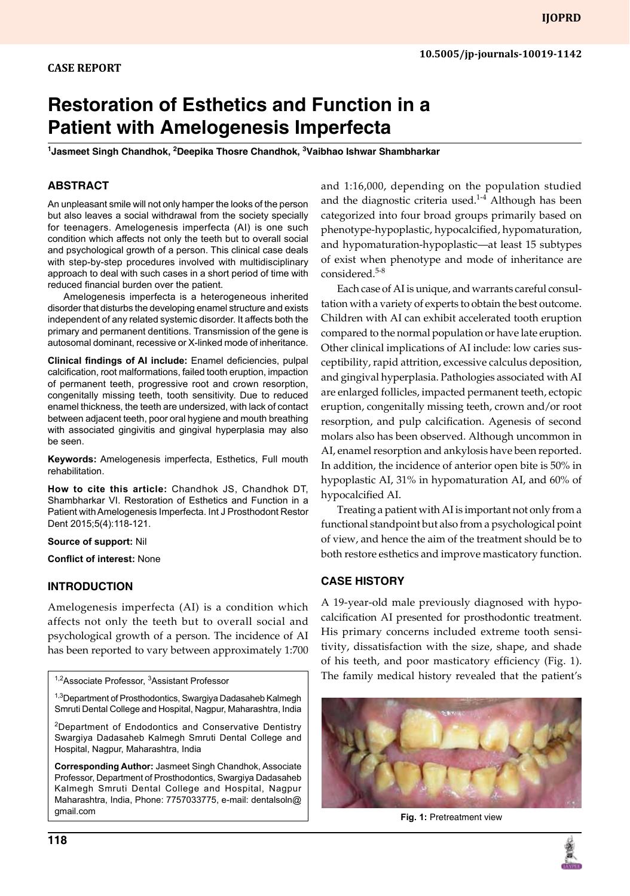CASE REPORT

10.5005/jp-journals-10019-1142

# Restoration of Esthetics and Function in a Patient with Amelogenesis Imperfecta

[1]Jasmeet Singh Chandhok, [2]Deepika Thosre Chandhok, [3]Vaibhao Ishwar Shambharkar

## ABSTRACT

An unpleasant smile will not only hamper the looks of the person but also leaves a social withdrawal from the society specially for teenagers. Amelogenesis imperfecta (AI) is one such condition which affects not only the teeth but to overall social and psychological growth of a person. This clinical case deals with step-by-step procedures involved with multidisciplinary approach to deal with such cases in a short period of time with reduced financial burden over the patient.

Amelogenesis imperfecta is a heterogeneous inherited disorder that disturbs the developing enamel structure and exists independent of any related systemic disorder. It affects both the primary and permanent dentitions. Transmission of the gene is autosomal dominant, recessive or X-linked mode of inheritance.

**Clinical findings of AI include:** Enamel deficiencies, pulpal calcification, root malformations, failed tooth eruption, impaction of permanent teeth, progressive root and crown resorption, congenitally missing teeth, tooth sensitivity. Due to reduced enamel thickness, the teeth are undersized, with lack of contact between adjacent teeth, poor oral hygiene and mouth breathing with associated gingivitis and gingival hyperplasia may also be seen.

**Keywords:** Amelogenesis imperfecta, Esthetics, Full mouth rehabilitation.

**How to cite this article:** Chandhok JS, Chandhok DT, Shambharkar VI. Restoration of Esthetics and Function in a Patient with Amelogenesis Imperfecta. Int J Prosthodont Restor Dent 2015;5(4):118-121.

**Source of support:** Nil

**Conflict of interest:** None

## INTRODUCTION

Amelogenesis imperfecta (AI) is a condition which affects not only the teeth but to overall social and psychological growth of a person. The incidence of AI has been reported to vary between approximately 1:700 and 1:16,000, depending on the population studied and the diagnostic criteria used.[1-4] Although has been categorized into four broad groups primarily based on phenotype-hypoplastic, hypocalcified, hypomaturation, and hypomaturation-hypoplastic—at least 15 subtypes of exist when phenotype and mode of inheritance are considered.[5-8]

Each case of AI is unique, and warrants careful consultation with a variety of experts to obtain the best outcome. Children with AI can exhibit accelerated tooth eruption compared to the normal population or have late eruption. Other clinical implications of AI include: low caries susceptibility, rapid attrition, excessive calculus deposition, and gingival hyperplasia. Pathologies associated with AI are enlarged follicles, impacted permanent teeth, ectopic eruption, congenitally missing teeth, crown and/or root resorption, and pulp calcification. Agenesis of second molars also has been observed. Although uncommon in AI, enamel resorption and ankylosis have been reported. In addition, the incidence of anterior open bite is 50% in hypoplastic AI, 31% in hypomaturation AI, and 60% of hypocalcified AI.

Treating a patient with AI is important not only from a functional standpoint but also from a psychological point of view, and hence the aim of the treatment should be to both restore esthetics and improve masticatory function.

## CASE HISTORY

A 19-year-old male previously diagnosed with hypocalcification AI presented for prosthodontic treatment. His primary concerns included extreme tooth sensitivity, dissatisfaction with the size, shape, and shade of his teeth, and poor masticatory efficiency (Fig. 1). The family medical history revealed that the patient's

Fig. 1: Pretreatment view

[1,2]Associate Professor, [3]Assistant Professor

[1,3]Department of Prosthodontics, Swargiya Dadasaheb Kalmegh Smruti Dental College and Hospital, Nagpur, Maharashtra, India

[2]Department of Endodontics and Conservative Dentistry Swargiya Dadasaheb Kalmegh Smruti Dental College and Hospital, Nagpur, Maharashtra, India

**Corresponding Author:** Jasmeet Singh Chandhok, Associate Professor, Department of Prosthodontics, Swargiya Dadasaheb Kalmegh Smruti Dental College and Hospital, Nagpur Maharashtra, India, Phone: 7757033775, e-mail: dentalsoln@gmail.com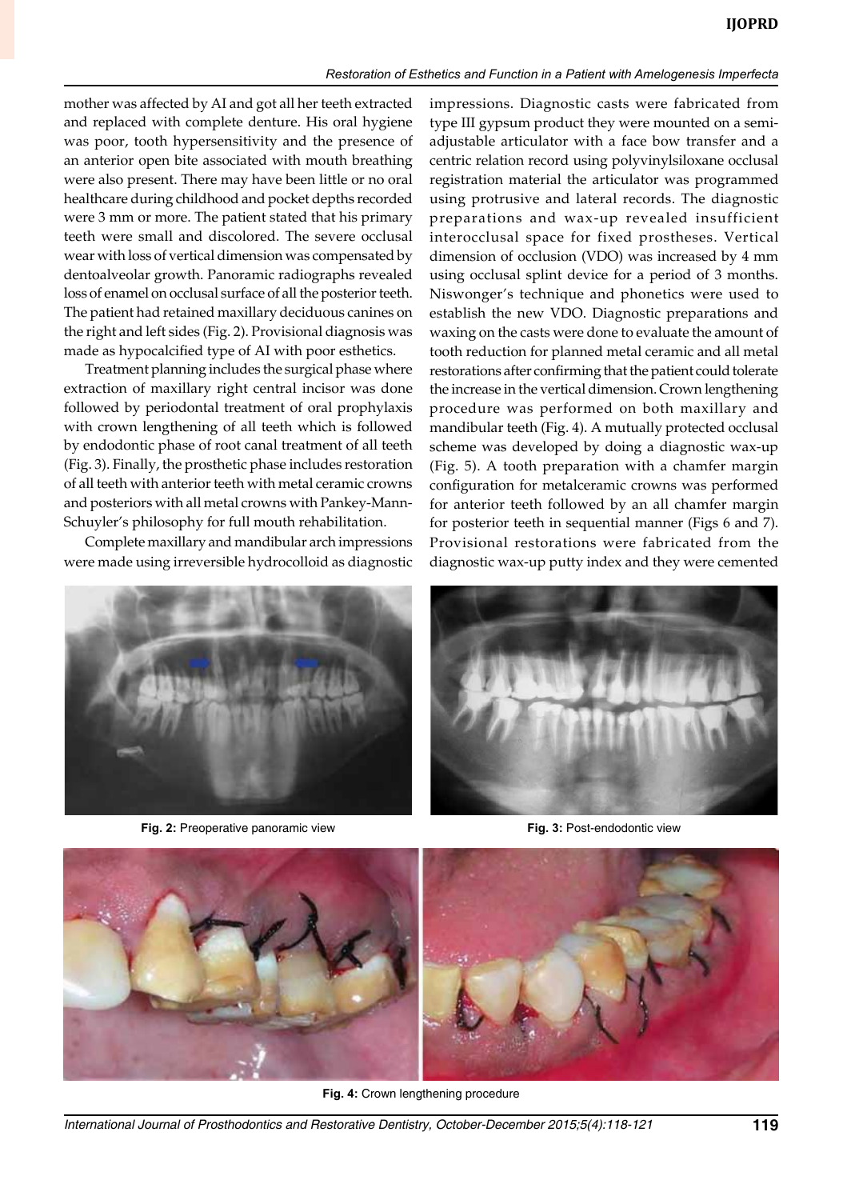mother was affected by AI and got all her teeth extracted and replaced with complete denture. His oral hygiene was poor, tooth hypersensitivity and the presence of an anterior open bite associated with mouth breathing were also present. There may have been little or no oral healthcare during childhood and pocket depths recorded were 3 mm or more. The patient stated that his primary teeth were small and discolored. The severe occlusal wear with loss of vertical dimension was compensated by dentoalveolar growth. Panoramic radiographs revealed loss of enamel on occlusal surface of all the posterior teeth. The patient had retained maxillary deciduous canines on the right and left sides (Fig. 2). Provisional diagnosis was made as hypocalcified type of AI with poor esthetics.

Treatment planning includes the surgical phase where extraction of maxillary right central incisor was done followed by periodontal treatment of oral prophylaxis with crown lengthening of all teeth which is followed by endodontic phase of root canal treatment of all teeth (Fig. 3). Finally, the prosthetic phase includes restoration of all teeth with anterior teeth with metal ceramic crowns and posteriors with all metal crowns with Pankey-Mann-Schuyler's philosophy for full mouth rehabilitation.

Complete maxillary and mandibular arch impressions were made using irreversible hydrocolloid as diagnostic impressions. Diagnostic casts were fabricated from type III gypsum product they were mounted on a semi-adjustable articulator with a face bow transfer and a centric relation record using polyvinylsiloxane occlusal registration material the articulator was programmed using protrusive and lateral records. The diagnostic preparations and wax-up revealed insufficient interocclusal space for fixed prostheses. Vertical dimension of occlusion (VDO) was increased by 4 mm using occlusal splint device for a period of 3 months. Niswonger's technique and phonetics were used to establish the new VDO. Diagnostic preparations and waxing on the casts were done to evaluate the amount of tooth reduction for planned metal ceramic and all metal restorations after confirming that the patient could tolerate the increase in the vertical dimension. Crown lengthening procedure was performed on both maxillary and mandibular teeth (Fig. 4). A mutually protected occlusal scheme was developed by doing a diagnostic wax-up (Fig. 5). A tooth preparation with a chamfer margin configuration for metalceramic crowns was performed for anterior teeth followed by an all chamfer margin for posterior teeth in sequential manner (Figs 6 and 7). Provisional restorations were fabricated from the diagnostic wax-up putty index and they were cemented

**Fig. 2:** Preoperative panoramic view

**Fig. 3:** Post-endodontic view

**Fig. 4:** Crown lengthening procedure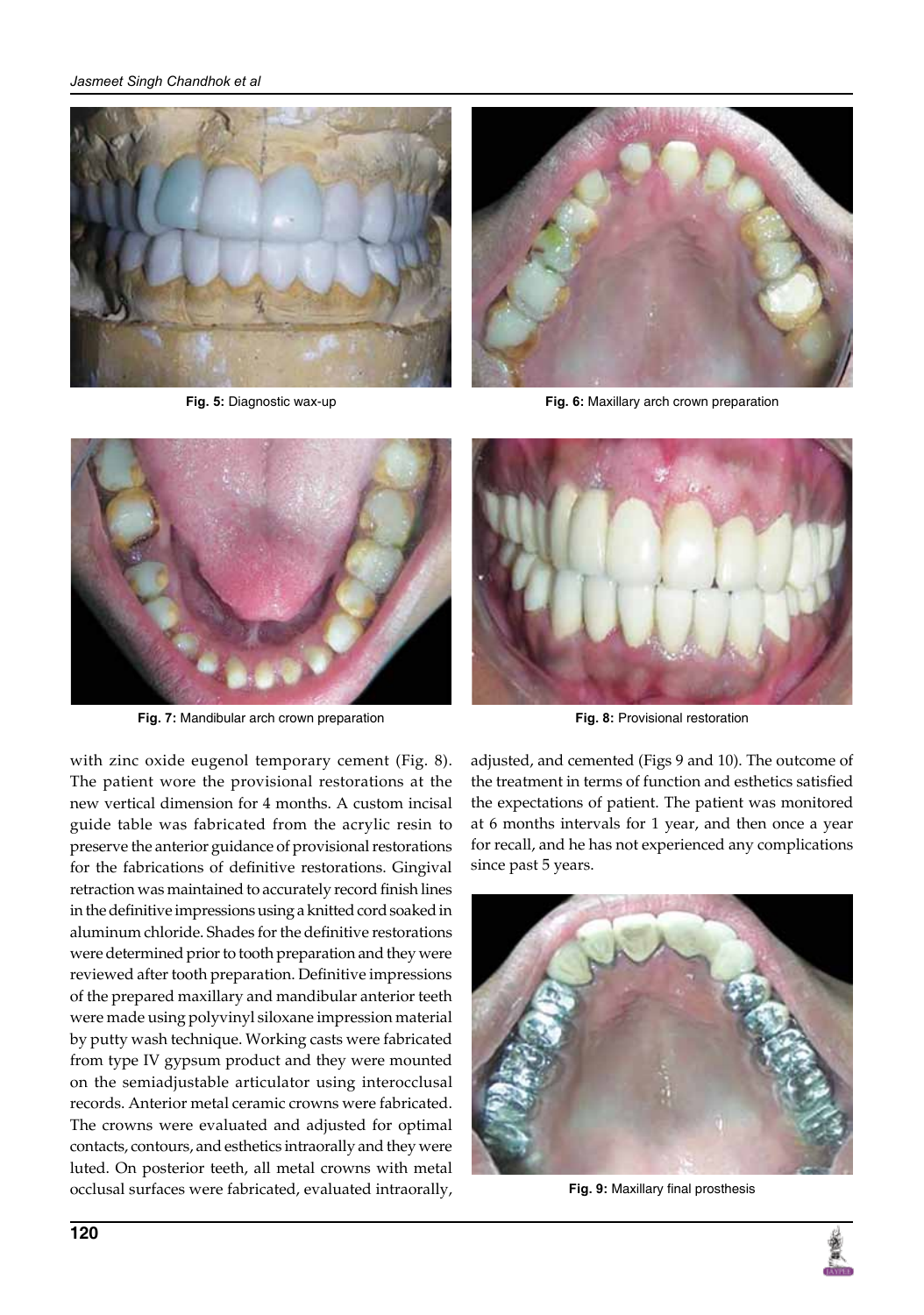Fig. 5: Diagnostic wax-up

Fig. 6: Maxillary arch crown preparation

Fig. 7: Mandibular arch crown preparation

Fig. 8: Provisional restoration

with zinc oxide eugenol temporary cement (Fig. 8). The patient wore the provisional restorations at the new vertical dimension for 4 months. A custom incisal guide table was fabricated from the acrylic resin to preserve the anterior guidance of provisional restorations for the fabrications of definitive restorations. Gingival retraction was maintained to accurately record finish lines in the definitive impressions using a knitted cord soaked in aluminum chloride. Shades for the definitive restorations were determined prior to tooth preparation and they were reviewed after tooth preparation. Definitive impressions of the prepared maxillary and mandibular anterior teeth were made using polyvinyl siloxane impression material by putty wash technique. Working casts were fabricated from type IV gypsum product and they were mounted on the semiadjustable articulator using interocclusal records. Anterior metal ceramic crowns were fabricated. The crowns were evaluated and adjusted for optimal contacts, contours, and esthetics intraorally and they were luted. On posterior teeth, all metal crowns with metal occlusal surfaces were fabricated, evaluated intraorally, adjusted, and cemented (Figs 9 and 10). The outcome of the treatment in terms of function and esthetics satisfied the expectations of patient. The patient was monitored at 6 months intervals for 1 year, and then once a year for recall, and he has not experienced any complications since past 5 years.

Fig. 9: Maxillary final prosthesis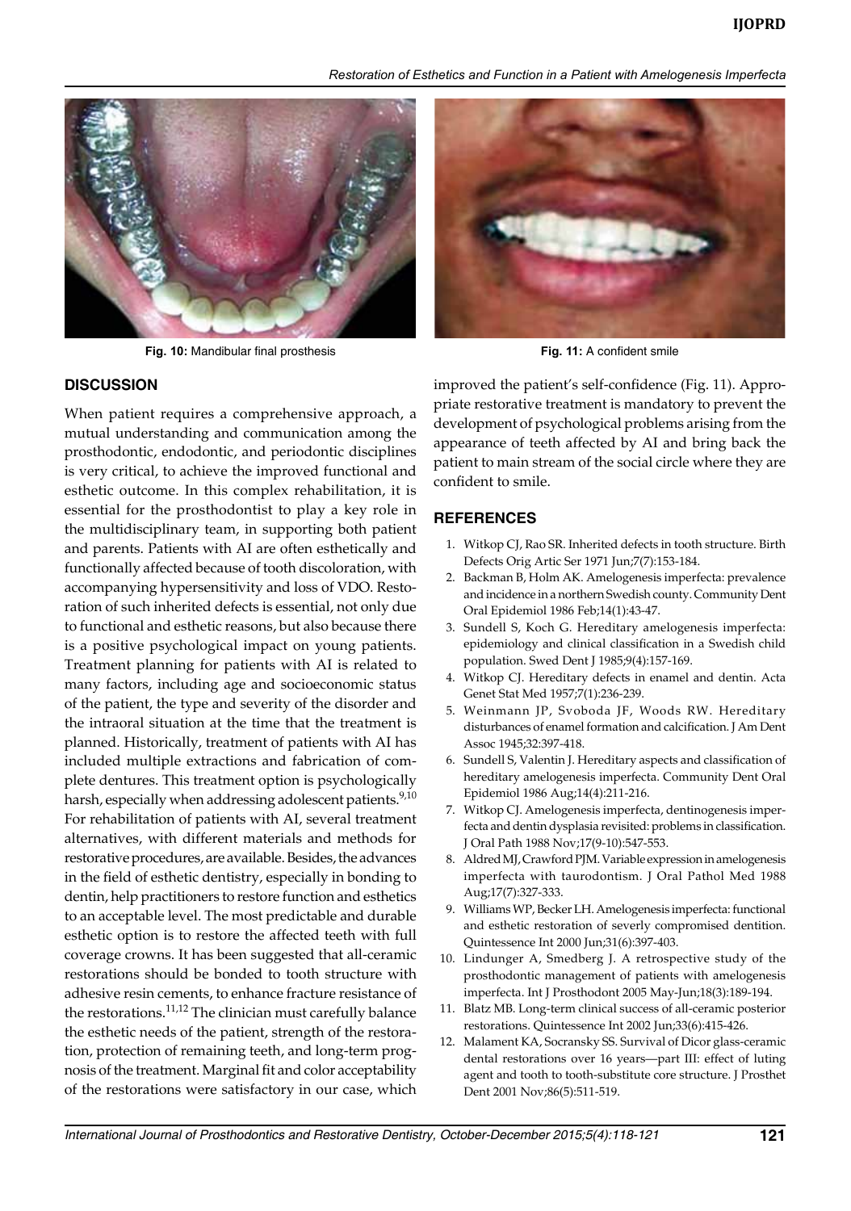**Fig. 10:** Mandibular final prosthesis

**Fig. 11:** A confident smile

## DISCUSSION

When patient requires a comprehensive approach, a mutual understanding and communication among the prosthodontic, endodontic, and periodontic disciplines is very critical, to achieve the improved functional and esthetic outcome. In this complex rehabilitation, it is essential for the prosthodontist to play a key role in the multidisciplinary team, in supporting both patient and parents. Patients with AI are often esthetically and functionally affected because of tooth discoloration, with accompanying hypersensitivity and loss of VDO. Restoration of such inherited defects is essential, not only due to functional and esthetic reasons, but also because there is a positive psychological impact on young patients. Treatment planning for patients with AI is related to many factors, including age and socioeconomic status of the patient, the type and severity of the disorder and the intraoral situation at the time that the treatment is planned. Historically, treatment of patients with AI has included multiple extractions and fabrication of complete dentures. This treatment option is psychologically harsh, especially when addressing adolescent patients.[9,10] For rehabilitation of patients with AI, several treatment alternatives, with different materials and methods for restorative procedures, are available. Besides, the advances in the field of esthetic dentistry, especially in bonding to dentin, help practitioners to restore function and esthetics to an acceptable level. The most predictable and durable esthetic option is to restore the affected teeth with full coverage crowns. It has been suggested that all-ceramic restorations should be bonded to tooth structure with adhesive resin cements, to enhance fracture resistance of the restorations.[11,12] The clinician must carefully balance the esthetic needs of the patient, strength of the restoration, protection of remaining teeth, and long-term prognosis of the treatment. Marginal fit and color acceptability of the restorations were satisfactory in our case, which improved the patient's self-confidence (Fig. 11). Appropriate restorative treatment is mandatory to prevent the development of psychological problems arising from the appearance of teeth affected by AI and bring back the patient to main stream of the social circle where they are confident to smile.

## REFERENCES

1. Witkop CJ, Rao SR. Inherited defects in tooth structure. Birth Defects Orig Artic Ser 1971 Jun;7(7):153-184.
2. Backman B, Holm AK. Amelogenesis imperfecta: prevalence and incidence in a northern Swedish county. Community Dent Oral Epidemiol 1986 Feb;14(1):43-47.
3. Sundell S, Koch G. Hereditary amelogenesis imperfecta: epidemiology and clinical classification in a Swedish child population. Swed Dent J 1985;9(4):157-169.
4. Witkop CJ. Hereditary defects in enamel and dentin. Acta Genet Stat Med 1957;7(1):236-239.
5. Weinmann JP, Svoboda JF, Woods RW. Hereditary disturbances of enamel formation and calcification. J Am Dent Assoc 1945;32:397-418.
6. Sundell S, Valentin J. Hereditary aspects and classification of hereditary amelogenesis imperfecta. Community Dent Oral Epidemiol 1986 Aug;14(4):211-216.
7. Witkop CJ. Amelogenesis imperfecta, dentinogenesis imperfecta and dentin dysplasia revisited: problems in classification. J Oral Path 1988 Nov;17(9-10):547-553.
8. Aldred MJ, Crawford PJM. Variable expression in amelogenesis imperfecta with taurodontism. J Oral Pathol Med 1988 Aug;17(7):327-333.
9. Williams WP, Becker LH. Amelogenesis imperfecta: functional and esthetic restoration of severly compromised dentition. Quintessence Int 2000 Jun;31(6):397-403.
10. Lindunger A, Smedberg J. A retrospective study of the prosthodontic management of patients with amelogenesis imperfecta. Int J Prosthodont 2005 May-Jun;18(3):189-194.
11. Blatz MB. Long-term clinical success of all-ceramic posterior restorations. Quintessence Int 2002 Jun;33(6):415-426.
12. Malament KA, Socransky SS. Survival of Dicor glass-ceramic dental restorations over 16 years—part III: effect of luting agent and tooth to tooth-substitute core structure. J Prosthet Dent 2001 Nov;86(5):511-519.